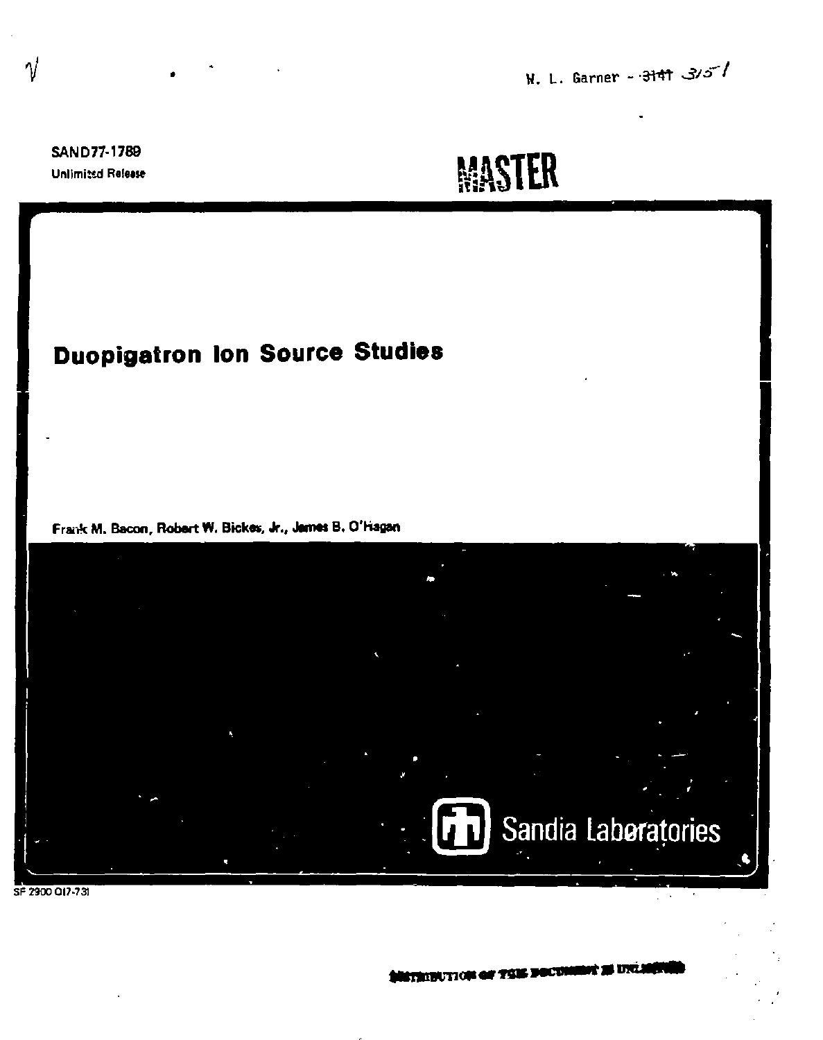W. L. Garner - ~~3141~~ 3151

SAND77-1789
Unlimited Release

MASTER

# Duopigatron Ion Source Studies

Frank M. Bacon, Robert W. Bickes, Jr., James B. O'Hagan

Sandia Laboratories

SF 2900 Q(7-73)

DISTRIBUTION OF THIS DOCUMENT IS UNLIMITED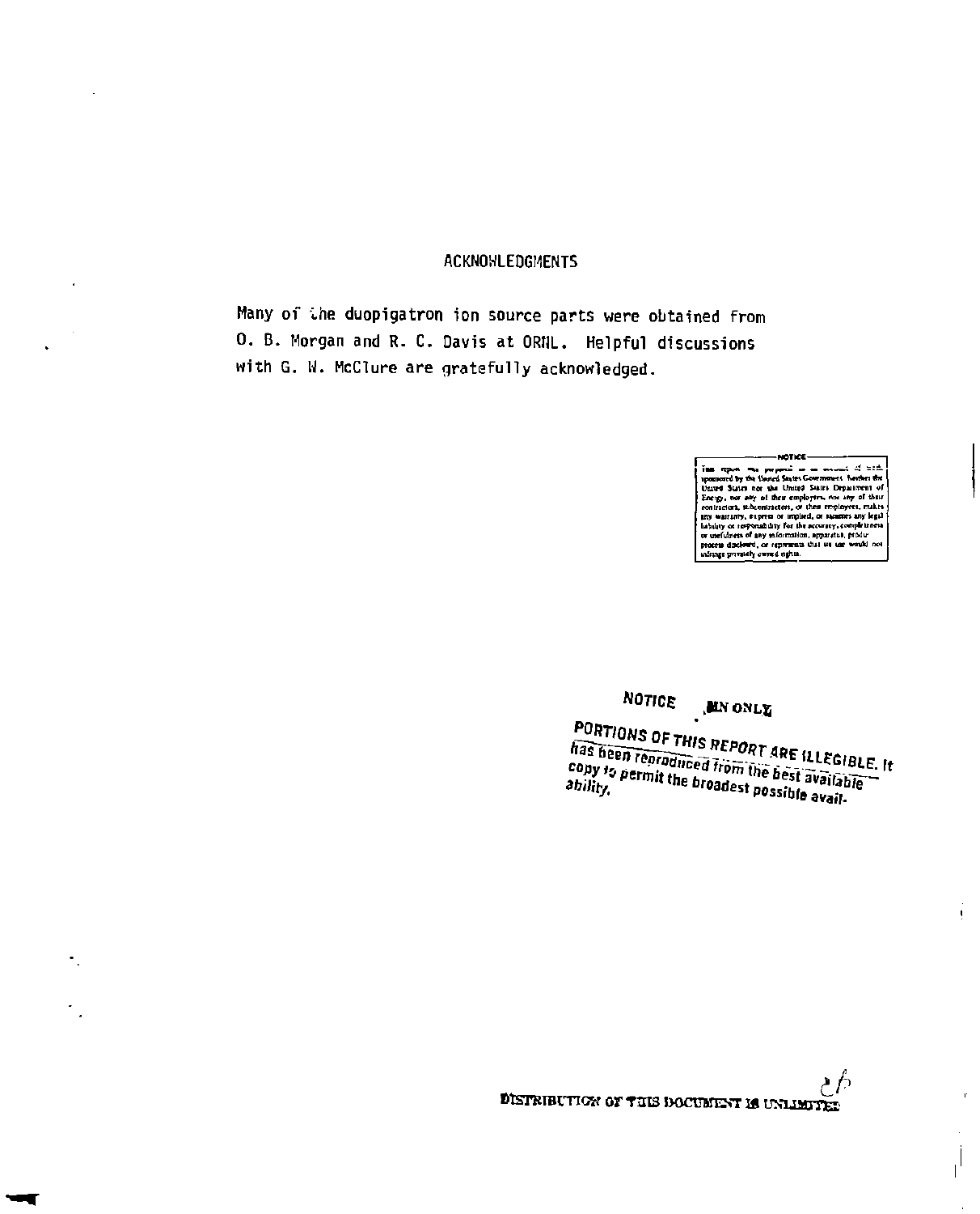## ACKNOWLEDGMENTS

Many of the duopigatron ion source parts were obtained from O. B. Morgan and R. C. Davis at ORNL. Helpful discussions with G. W. McClure are gratefully acknowledged.

NOTICE

This report was prepared as an account of work sponsored by the United States Government. Neither the United States nor the United States Department of Energy, nor any of their employees, nor any of their contractors, subcontractors, or their employees, makes any warranty, express or implied, or assumes any legal liability or responsibility for the accuracy, completeness or usefulness of any information, apparatus, product or process disclosed, or represents that its use would not infringe privately owned rights.

NOTICE

PORTIONS OF THIS REPORT ARE ILLEGIBLE. It has been reproduced from the best available copy to permit the broadest possible availability.

DISTRIBUTION OF THIS DOCUMENT IS UNLIMITED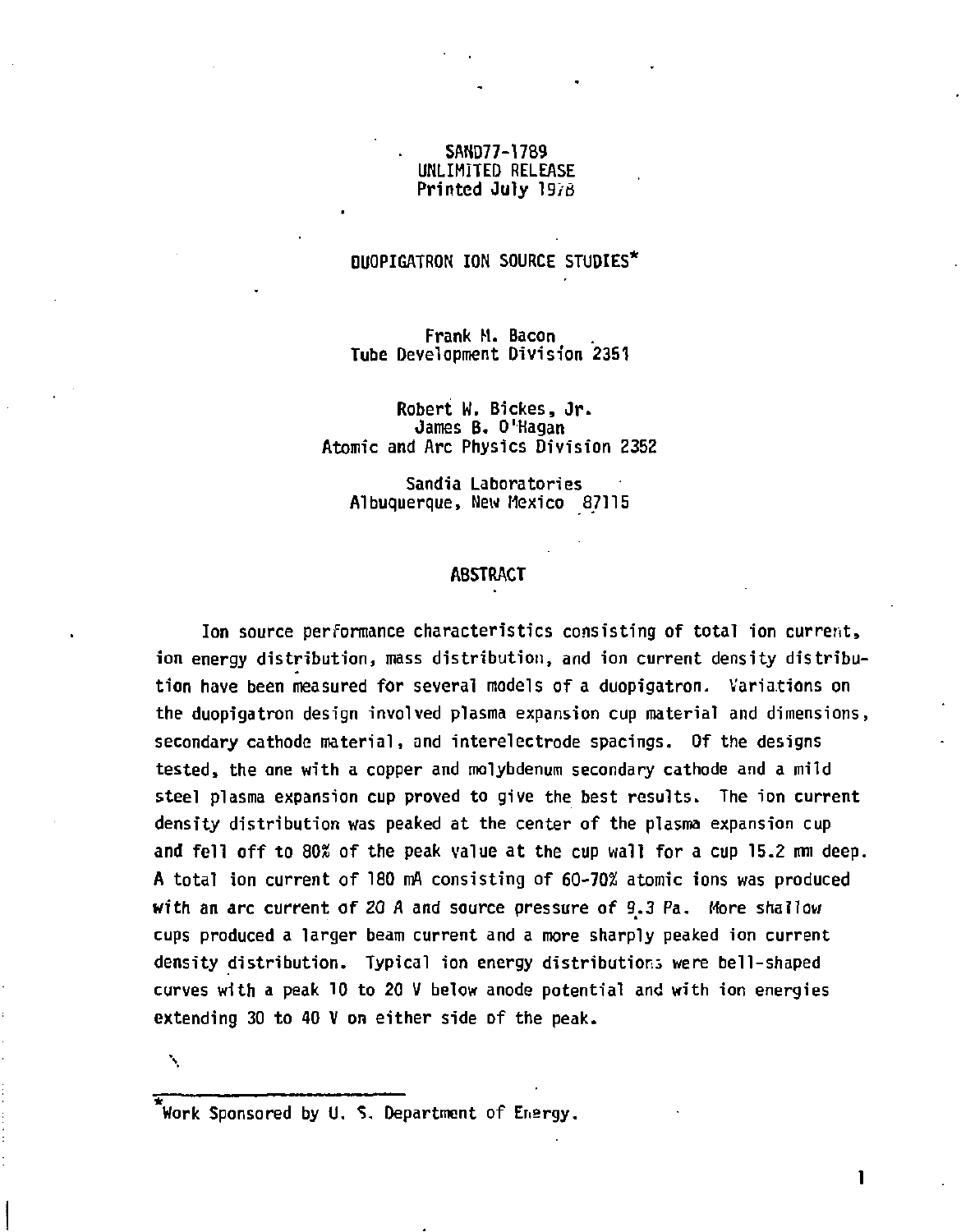SAND77-1789
UNLIMITED RELEASE
Printed July 1978

# DUOPIGATRON ION SOURCE STUDIES*

Frank M. Bacon
Tube Development Division 2351

Robert W. Bickes, Jr.
James B. O'Hagan
Atomic and Arc Physics Division 2352

Sandia Laboratories
Albuquerque, New Mexico 87115

## ABSTRACT

Ion source performance characteristics consisting of total ion current, ion energy distribution, mass distribution, and ion current density distribution have been measured for several models of a duopigatron. Variations on the duopigatron design involved plasma expansion cup material and dimensions, secondary cathode material, and interelectrode spacings. Of the designs tested, the one with a copper and molybdenum secondary cathode and a mild steel plasma expansion cup proved to give the best results. The ion current density distribution was peaked at the center of the plasma expansion cup and fell off to 80% of the peak value at the cup wall for a cup 15.2 mm deep. A total ion current of 180 mA consisting of 60-70% atomic ions was produced with an arc current of 20 A and source pressure of 9.3 Pa. More shallow cups produced a larger beam current and a more sharply peaked ion current density distribution. Typical ion energy distributions were bell-shaped curves with a peak 10 to 20 V below anode potential and with ion energies extending 30 to 40 V on either side of the peak.

*Work Sponsored by U. S. Department of Energy.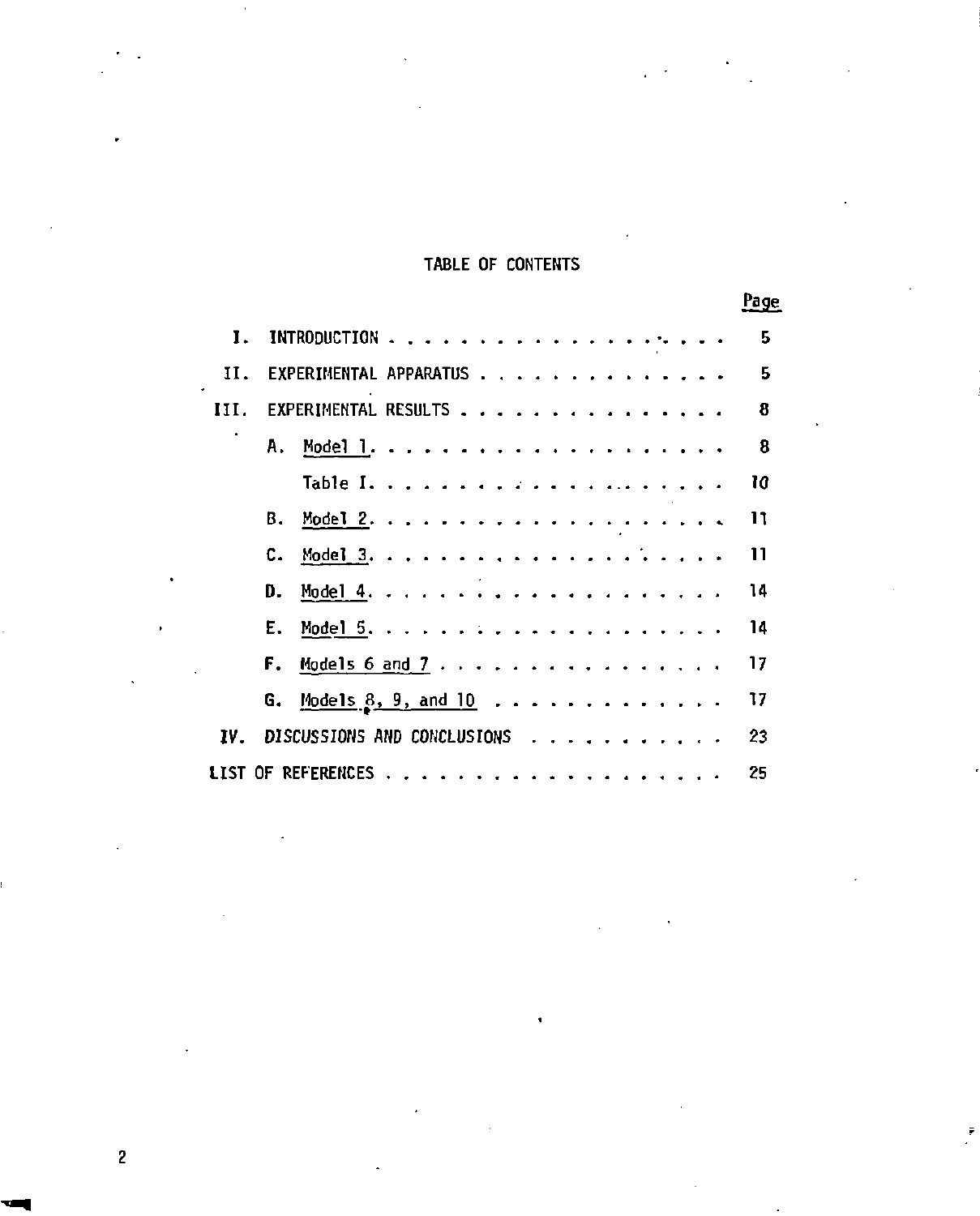# TABLE OF CONTENTS

| | | Page |
|---|---|---|
| I. | INTRODUCTION | 5 |
| II. | EXPERIMENTAL APPARATUS | 5 |
| III. | EXPERIMENTAL RESULTS | 8 |
| | A. Model 1. | 8 |
| | Table I. | 10 |
| | B. Model 2. | 11 |
| | C. Model 3. | 11 |
| | D. Model 4. | 14 |
| | E. Model 5. | 14 |
| | F. Models 6 and 7 | 17 |
| | G. Models 8, 9, and 10 | 17 |
| IV. | DISCUSSIONS AND CONCLUSIONS | 23 |
| LIST OF REFERENCES | | 25 |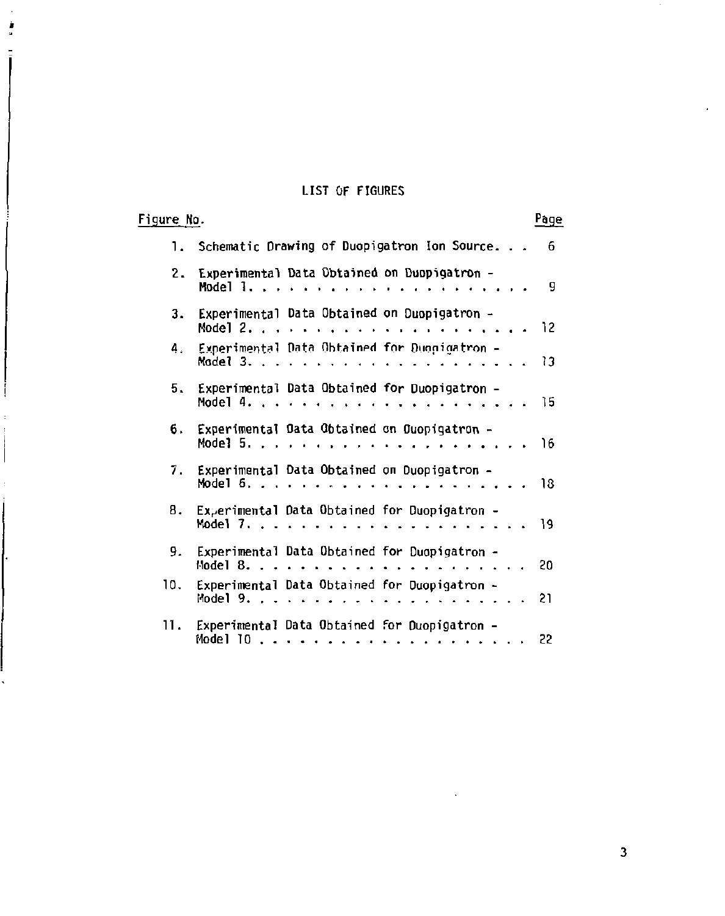# LIST OF FIGURES

| Figure No. | | Page |
|---|---|---|
| 1. | Schematic Drawing of Duopigatron Ion Source. . . | 6 |
| 2. | Experimental Data Obtained on Duopigatron - Model 1. . . . . . . . . . . . . . . . . . . . | 9 |
| 3. | Experimental Data Obtained on Duopigatron - Model 2. . . . . . . . . . . . . . . . . . . . | 12 |
| 4. | Experimental Data Obtained for Duopigatron - Model 3. . . . . . . . . . . . . . . . . . . . | 13 |
| 5. | Experimental Data Obtained for Duopigatron - Model 4. . . . . . . . . . . . . . . . . . . . | 15 |
| 6. | Experimental Data Obtained on Duopigatron - Model 5. . . . . . . . . . . . . . . . . . . . | 16 |
| 7. | Experimental Data Obtained on Duopigatron - Model 6. . . . . . . . . . . . . . . . . . . . | 18 |
| 8. | Experimental Data Obtained for Duopigatron - Model 7. . . . . . . . . . . . . . . . . . . . | 19 |
| 9. | Experimental Data Obtained for Duopigatron - Model 8. . . . . . . . . . . . . . . . . . . . | 20 |
| 10. | Experimental Data Obtained for Duopigatron - Model 9. . . . . . . . . . . . . . . . . . . . | 21 |
| 11. | Experimental Data Obtained for Duopigatron - Model 10 . . . . . . . . . . . . . . . . . . . | 22 |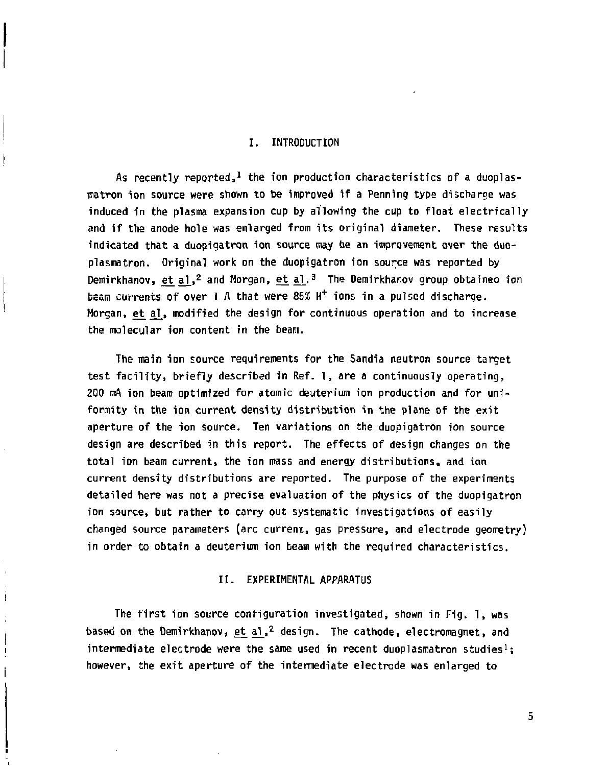## I. INTRODUCTION

As recently reported,[1] the ion production characteristics of a duoplasmatron ion source were shown to be improved if a Penning type discharge was induced in the plasma expansion cup by allowing the cup to float electrically and if the anode hole was enlarged from its original diameter. These results indicated that a duopigatron ion source may be an improvement over the duoplasmatron. Original work on the duopigatron ion source was reported by Demirkhanov, et al,[2] and Morgan, et al.[3] The Demirkhanov group obtained ion beam currents of over 1 A that were 85% $H^+$ ions in a pulsed discharge. Morgan, et al, modified the design for continuous operation and to increase the molecular ion content in the beam.

The main ion source requirements for the Sandia neutron source target test facility, briefly described in Ref. 1, are a continuously operating, 200 mA ion beam optimized for atomic deuterium ion production and for uniformity in the ion current density distribution in the plane of the exit aperture of the ion source. Ten variations on the duopigatron ion source design are described in this report. The effects of design changes on the total ion beam current, the ion mass and energy distributions, and ion current density distributions are reported. The purpose of the experiments detailed here was not a precise evaluation of the physics of the duopigatron ion source, but rather to carry out systematic investigations of easily changed source parameters (arc current, gas pressure, and electrode geometry) in order to obtain a deuterium ion beam with the required characteristics.

## II. EXPERIMENTAL APPARATUS

The first ion source configuration investigated, shown in Fig. 1, was based on the Demirkhanov, et al,[2] design. The cathode, electromagnet, and intermediate electrode were the same used in recent duoplasmatron studies[1]; however, the exit aperture of the intermediate electrode was enlarged to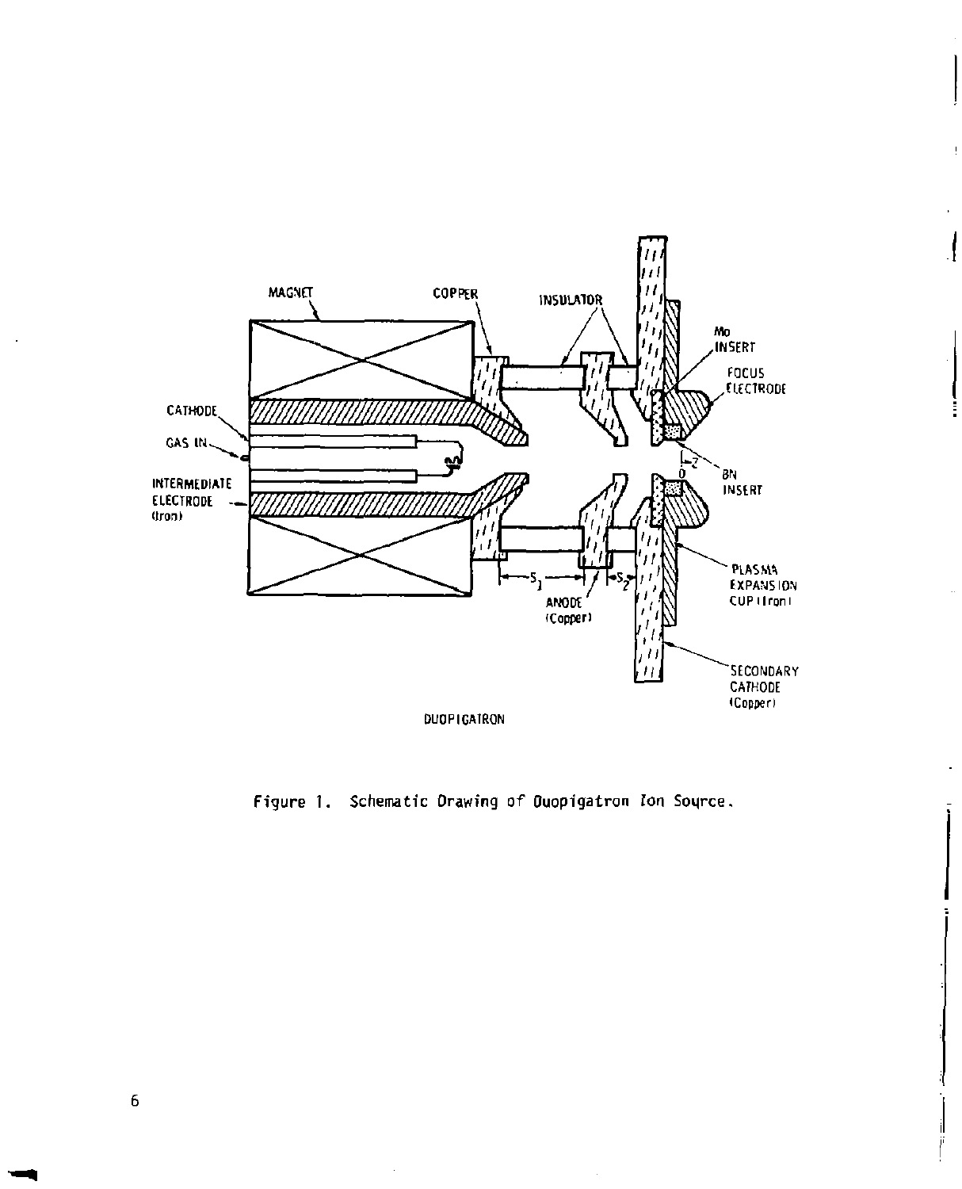MAGNET

COPPER

INSULATOR

Mo INSERT

FOCUS ELECTRODE

CATHODE

GAS IN

INTERMEDIATE ELECTRODE (Iron)

BN INSERT

PLASMA EXPANSION CUP (Iron)

ANODE (Copper)

SECONDARY CATHODE (Copper)

DUOPIGATRON

Figure 1. Schematic Drawing of Duopigatron Ion Source.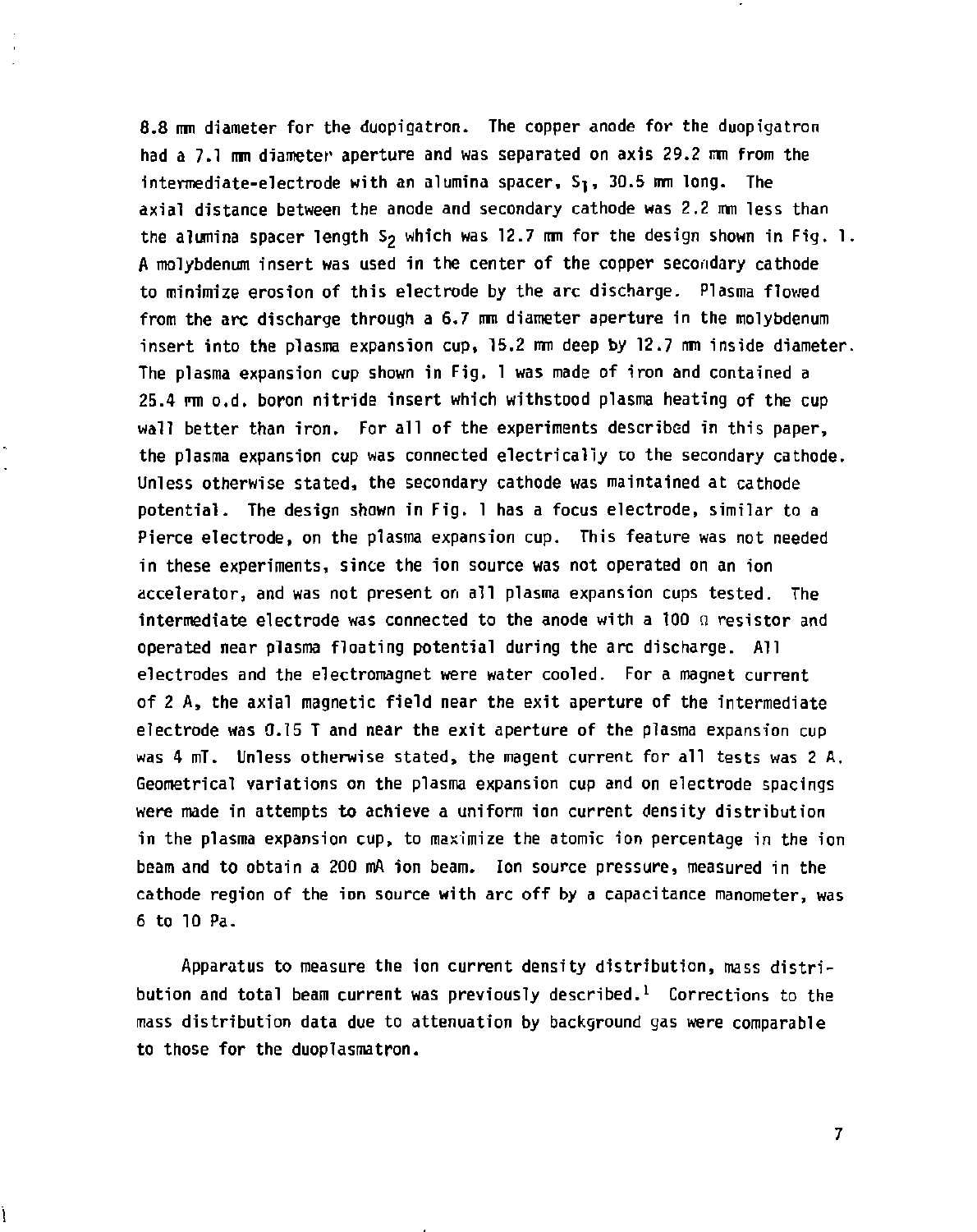8.8 mm diameter for the duopigatron. The copper anode for the duopigatron had a 7.1 mm diameter aperture and was separated on axis 29.2 mm from the intermediate-electrode with an alumina spacer, $S_1$, 30.5 mm long. The axial distance between the anode and secondary cathode was 2.2 mm less than the alumina spacer length $S_2$ which was 12.7 mm for the design shown in Fig. 1. A molybdenum insert was used in the center of the copper secondary cathode to minimize erosion of this electrode by the arc discharge. Plasma flowed from the arc discharge through a 6.7 mm diameter aperture in the molybdenum insert into the plasma expansion cup, 15.2 mm deep by 12.7 mm inside diameter. The plasma expansion cup shown in Fig. 1 was made of iron and contained a 25.4 mm o.d. boron nitride insert which withstood plasma heating of the cup wall better than iron. For all of the experiments described in this paper, the plasma expansion cup was connected electrically to the secondary cathode. Unless otherwise stated, the secondary cathode was maintained at cathode potential. The design shown in Fig. 1 has a focus electrode, similar to a Pierce electrode, on the plasma expansion cup. This feature was not needed in these experiments, since the ion source was not operated on an ion accelerator, and was not present on all plasma expansion cups tested. The intermediate electrode was connected to the anode with a 100 Ω resistor and operated near plasma floating potential during the arc discharge. All electrodes and the electromagnet were water cooled. For a magnet current of 2 A, the axial magnetic field near the exit aperture of the intermediate electrode was 0.15 T and near the exit aperture of the plasma expansion cup was 4 mT. Unless otherwise stated, the magent current for all tests was 2 A. Geometrical variations on the plasma expansion cup and on electrode spacings were made in attempts to achieve a uniform ion current density distribution in the plasma expansion cup, to maximize the atomic ion percentage in the ion beam and to obtain a 200 mA ion beam. Ion source pressure, measured in the cathode region of the ion source with arc off by a capacitance manometer, was 6 to 10 Pa.

Apparatus to measure the ion current density distribution, mass distribution and total beam current was previously described.[1] Corrections to the mass distribution data due to attenuation by background gas were comparable to those for the duoplasmatron.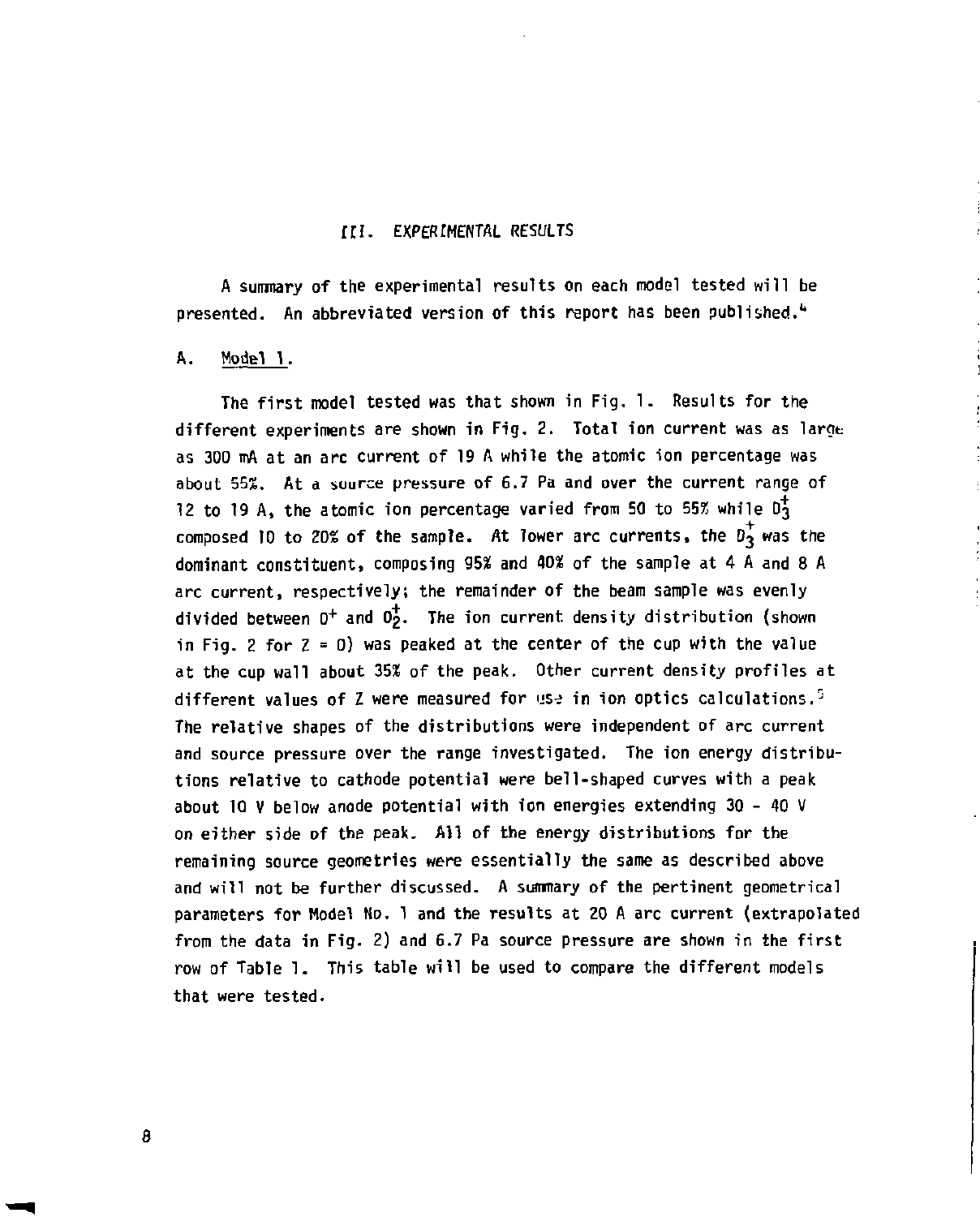## III. EXPERIMENTAL RESULTS

A summary of the experimental results on each model tested will be presented. An abbreviated version of this report has been published.[4]

### A. Model 1.

The first model tested was that shown in Fig. 1. Results for the different experiments are shown in Fig. 2. Total ion current was as large as 300 mA at an arc current of 19 A while the atomic ion percentage was about 55%. At a source pressure of 6.7 Pa and over the current range of 12 to 19 A, the atomic ion percentage varied from 50 to 55% while $D_3^+$ composed 10 to 20% of the sample. At lower arc currents, the $D_3^+$ was the dominant constituent, composing 95% and 40% of the sample at 4 A and 8 A arc current, respectively; the remainder of the beam sample was evenly divided between $D^+$ and $D_2^+$. The ion current density distribution (shown in Fig. 2 for Z = 0) was peaked at the center of the cup with the value at the cup wall about 35% of the peak. Other current density profiles at different values of Z were measured for use in ion optics calculations.[5] The relative shapes of the distributions were independent of arc current and source pressure over the range investigated. The ion energy distributions relative to cathode potential were bell-shaped curves with a peak about 10 V below anode potential with ion energies extending 30 - 40 V on either side of the peak. All of the energy distributions for the remaining source geometries were essentially the same as described above and will not be further discussed. A summary of the pertinent geometrical parameters for Model No. 1 and the results at 20 A arc current (extrapolated from the data in Fig. 2) and 6.7 Pa source pressure are shown in the first row of Table 1. This table will be used to compare the different models that were tested.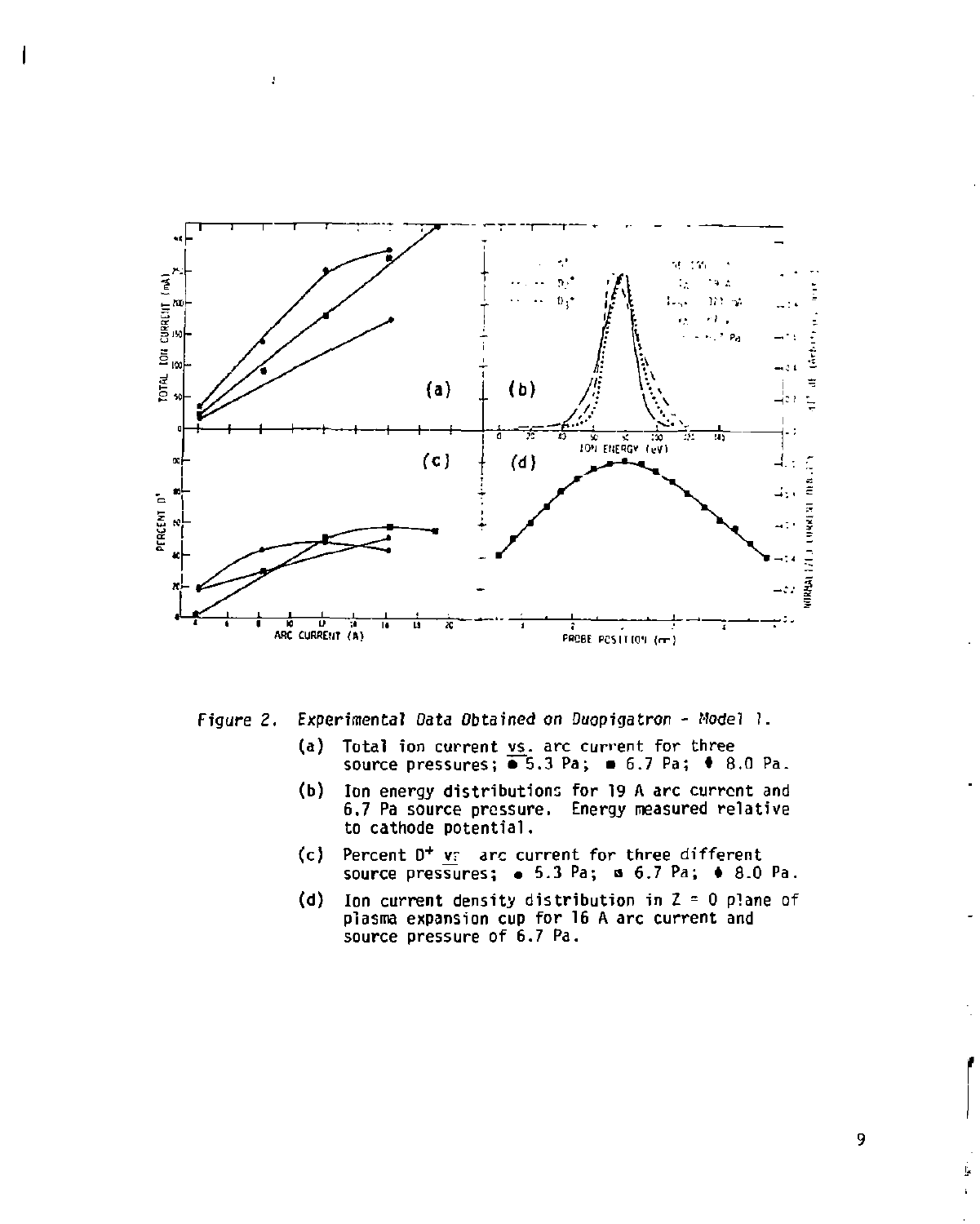*Figure 2. Experimental Data Obtained on Duopigatron - Model 1.*

(a) Total ion current vs. arc current for three source pressures; ● 5.3 Pa; ■ 6.7 Pa; ♦ 8.0 Pa.

(b) Ion energy distributions for 19 A arc current and 6.7 Pa source pressure. Energy measured relative to cathode potential.

(c) Percent $D^+$ vs arc current for three different source pressures; ● 5.3 Pa; ■ 6.7 Pa; ♦ 8.0 Pa.

(d) Ion current density distribution in Z = 0 plane of plasma expansion cup for 16 A arc current and source pressure of 6.7 Pa.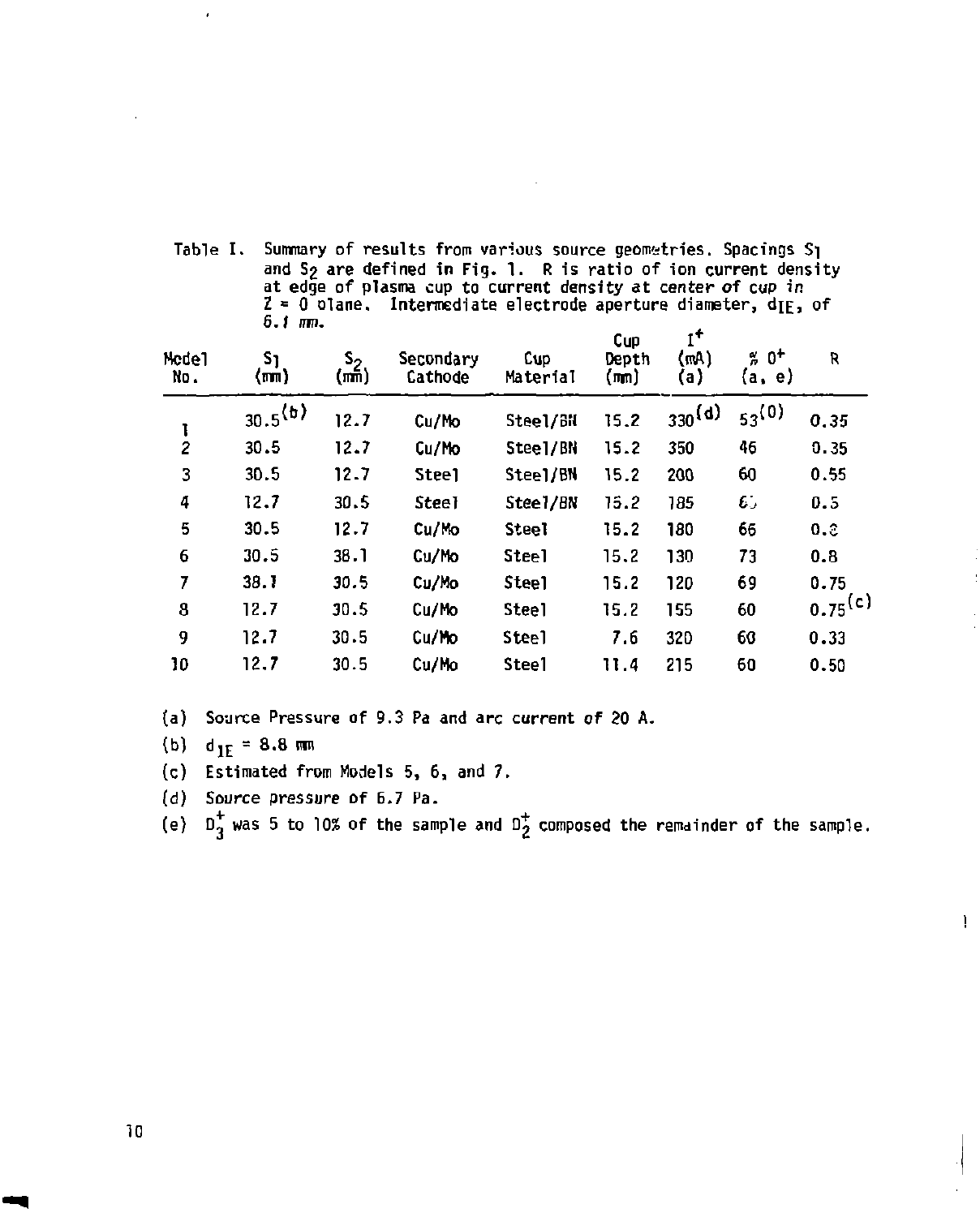Table I. Summary of results from various source geometries. Spacings $S_1$ and $S_2$ are defined in Fig. 1. R is ratio of ion current density at edge of plasma cup to current density at center of cup in Z = 0 plane. Intermediate electrode aperture diameter, $d_{IE}$, of 6.1 mm.

| Model No. | $S_1$ (mm) | $S_2$ (mm) | Secondary Cathode | Cup Material | Cup Depth (mm) | $I^+$ (mA) (a) | % $O^+$ (a, e) | R |
|---|---|---|---|---|---|---|---|---|
| 1 | 30.5[b] | 12.7 | Cu/Mo | Steel/BN | 15.2 | 330[d] | 53[0] | 0.35 |
| 2 | 30.5 | 12.7 | Cu/Mo | Steel/BN | 15.2 | 350 | 46 | 0.35 |
| 3 | 30.5 | 12.7 | Steel | Steel/BN | 15.2 | 200 | 60 | 0.55 |
| 4 | 12.7 | 30.5 | Steel | Steel/BN | 15.2 | 185 | 60 | 0.5 |
| 5 | 30.5 | 12.7 | Cu/Mo | Steel | 15.2 | 180 | 66 | 0.8 |
| 6 | 30.5 | 38.1 | Cu/Mo | Steel | 15.2 | 130 | 73 | 0.8 |
| 7 | 38.1 | 30.5 | Cu/Mo | Steel | 15.2 | 120 | 69 | 0.75 |
| 8 | 12.7 | 30.5 | Cu/Mo | Steel | 15.2 | 155 | 60 | 0.75[c] |
| 9 | 12.7 | 30.5 | Cu/Mo | Steel | 7.6 | 320 | 60 | 0.33 |
| 10 | 12.7 | 30.5 | Cu/Mo | Steel | 11.4 | 215 | 60 | 0.50 |

(a) Source Pressure of 9.3 Pa and arc current of 20 A.

(b) $d_{IE}$ = 8.8 mm

(c) Estimated from Models 5, 6, and 7.

(d) Source pressure of 6.7 Pa.

(e) $D_3^+$ was 5 to 10% of the sample and $D_2^+$ composed the remainder of the sample.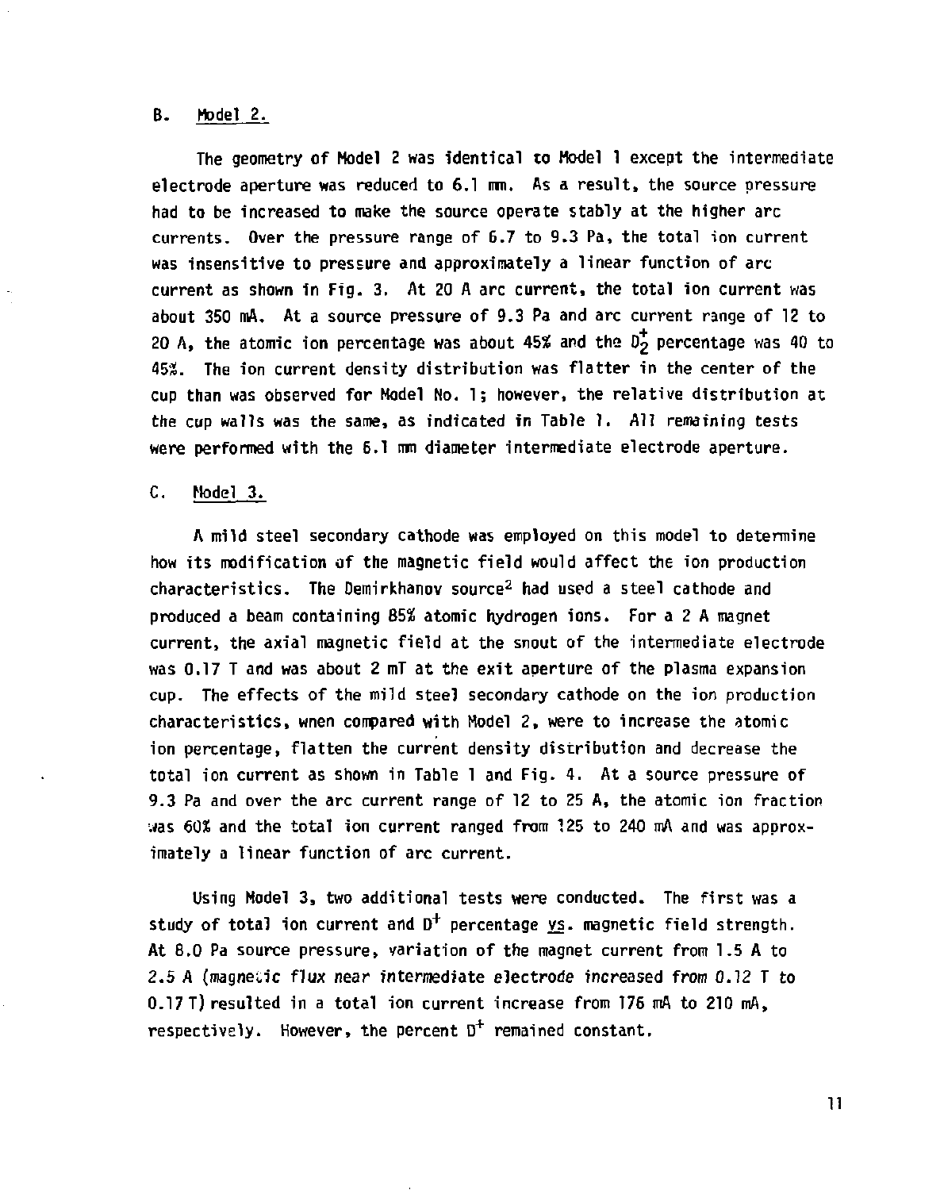## B. Model 2.

The geometry of Model 2 was identical to Model 1 except the intermediate electrode aperture was reduced to 6.1 mm. As a result, the source pressure had to be increased to make the source operate stably at the higher arc currents. Over the pressure range of 6.7 to 9.3 Pa, the total ion current was insensitive to pressure and approximately a linear function of arc current as shown in Fig. 3. At 20 A arc current, the total ion current was about 350 mA. At a source pressure of 9.3 Pa and arc current range of 12 to 20 A, the atomic ion percentage was about 45% and the $D_2^+$ percentage was 40 to 45%. The ion current density distribution was flatter in the center of the cup than was observed for Model No. 1; however, the relative distribution at the cup walls was the same, as indicated in Table 1. All remaining tests were performed with the 6.1 mm diameter intermediate electrode aperture.

## C. Model 3.

A mild steel secondary cathode was employed on this model to determine how its modification of the magnetic field would affect the ion production characteristics. The Demirkhanov source[2] had used a steel cathode and produced a beam containing 85% atomic hydrogen ions. For a 2 A magnet current, the axial magnetic field at the snout of the intermediate electrode was 0.17 T and was about 2 mT at the exit aperture of the plasma expansion cup. The effects of the mild steel secondary cathode on the ion production characteristics, when compared with Model 2, were to increase the atomic ion percentage, flatten the current density distribution and decrease the total ion current as shown in Table 1 and Fig. 4. At a source pressure of 9.3 Pa and over the arc current range of 12 to 25 A, the atomic ion fraction was 60% and the total ion current ranged from 125 to 240 mA and was approximately a linear function of arc current.

Using Model 3, two additional tests were conducted. The first was a study of total ion current and $D^+$ percentage vs. magnetic field strength. At 8.0 Pa source pressure, variation of the magnet current from 1.5 A to 2.5 A (*magnetic flux near intermediate electrode increased from 0.12 T to 0.17 T*) resulted in a total ion current increase from 176 mA to 210 mA, respectively. However, the percent $D^+$ remained constant.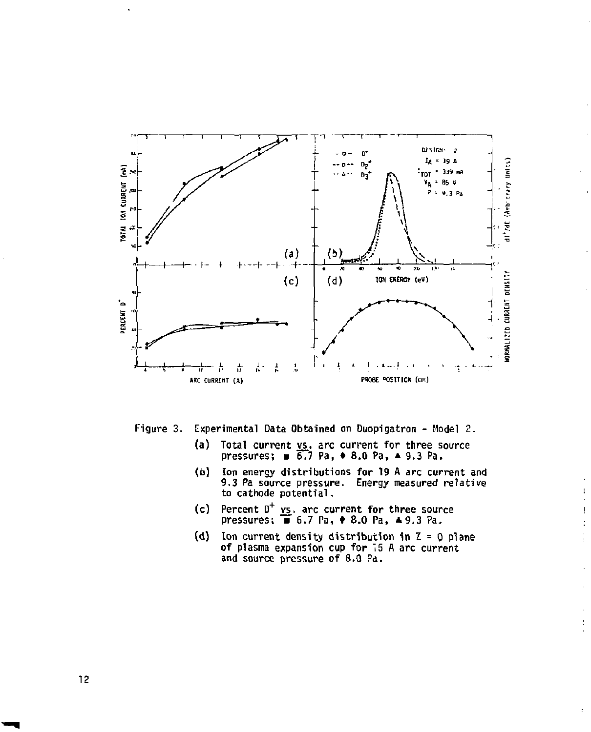Figure 3. Experimental Data Obtained on Duopigatron - Model 2.

(a) Total current vs. arc current for three source pressures; ■ 6.7 Pa, ♦ 8.0 Pa, ▲ 9.3 Pa.

(b) Ion energy distributions for 19 A arc current and 9.3 Pa source pressure. Energy measured relative to cathode potential.

(c) Percent $D^+$ vs. arc current for three source pressures; ■ 6.7 Pa, ♦ 8.0 Pa, ▲ 9.3 Pa.

(d) Ion current density distribution in Z = 0 plane of plasma expansion cup for 15 A arc current and source pressure of 8.0 Pa.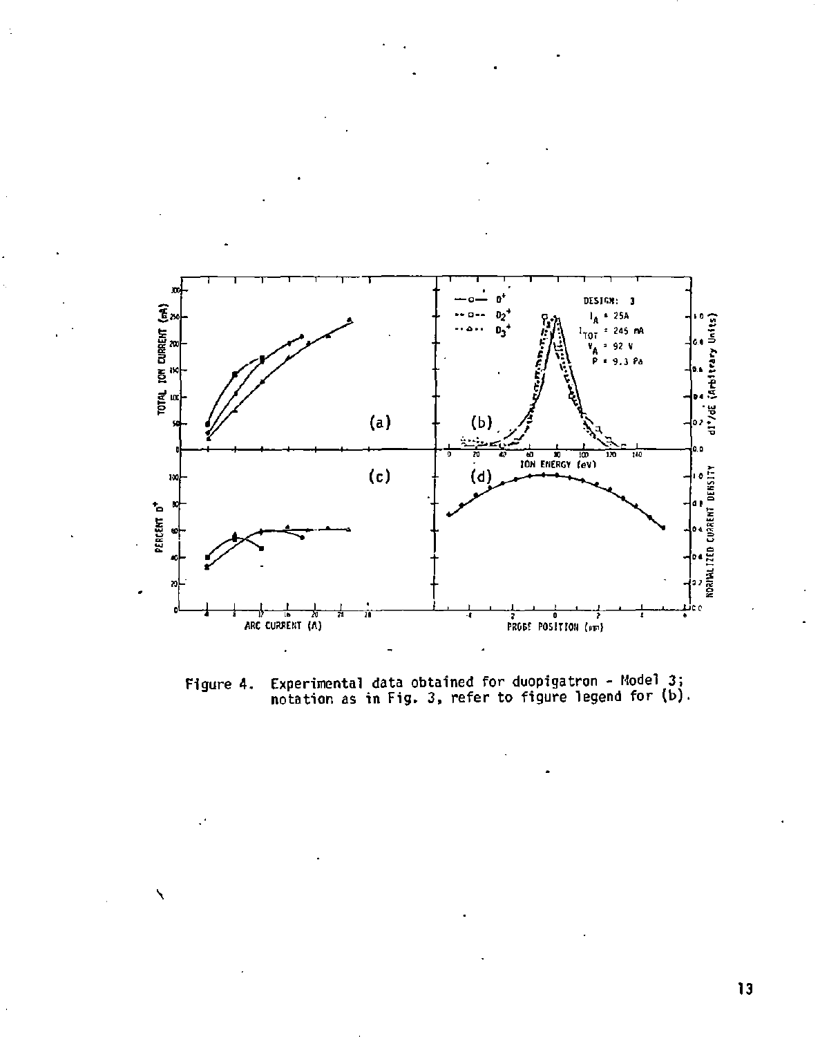Figure 4. Experimental data obtained for duopigatron - Model 3; notation as in Fig. 3, refer to figure legend for (b).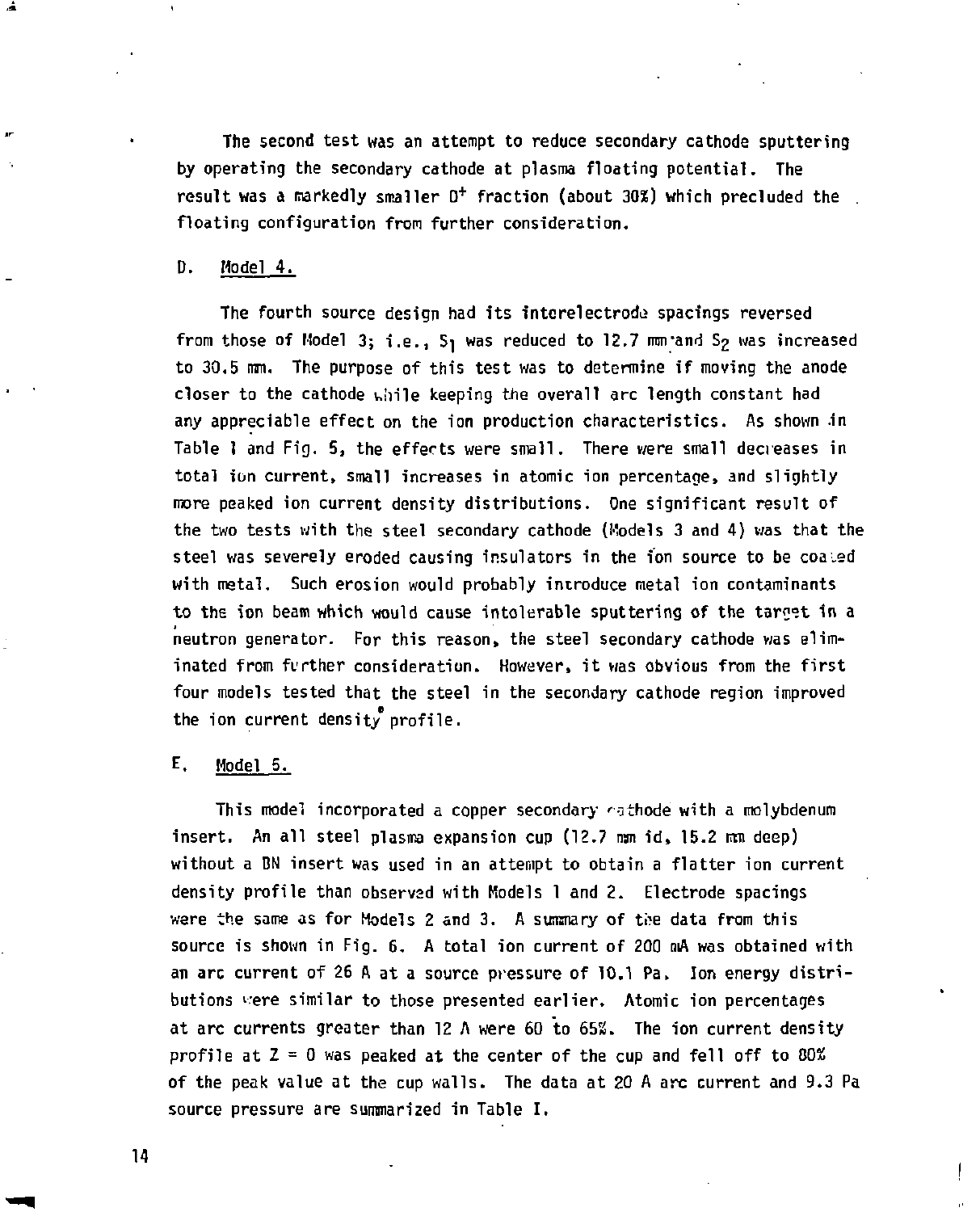The second test was an attempt to reduce secondary cathode sputtering by operating the secondary cathode at plasma floating potential. The result was a markedly smaller $D^+$ fraction (about 30%) which precluded the floating configuration from further consideration.

## D. Model 4.

The fourth source design had its interelectrode spacings reversed from those of Model 3; i.e., $S_1$ was reduced to 12.7 mm and $S_2$ was increased to 30.5 mm. The purpose of this test was to determine if moving the anode closer to the cathode while keeping the overall arc length constant had any appreciable effect on the ion production characteristics. As shown in Table I and Fig. 5, the effects were small. There were small decreases in total ion current, small increases in atomic ion percentage, and slightly more peaked ion current density distributions. One significant result of the two tests with the steel secondary cathode (Models 3 and 4) was that the steel was severely eroded causing insulators in the ion source to be coated with metal. Such erosion would probably introduce metal ion contaminants to the ion beam which would cause intolerable sputtering of the target in a neutron generator. For this reason, the steel secondary cathode was eliminated from further consideration. However, it was obvious from the first four models tested that the steel in the secondary cathode region improved the ion current density profile.

## E. Model 5.

This model incorporated a copper secondary cathode with a molybdenum insert. An all steel plasma expansion cup (12.7 mm id, 15.2 mm deep) without a BN insert was used in an attempt to obtain a flatter ion current density profile than observed with Models 1 and 2. Electrode spacings were the same as for Models 2 and 3. A summary of the data from this source is shown in Fig. 6. A total ion current of 200 mA was obtained with an arc current of 26 A at a source pressure of 10.1 Pa. Ion energy distributions were similar to those presented earlier. Atomic ion percentages at arc currents greater than 12 A were 60 to 65%. The ion current density profile at Z = 0 was peaked at the center of the cup and fell off to 80% of the peak value at the cup walls. The data at 20 A arc current and 9.3 Pa source pressure are summarized in Table I.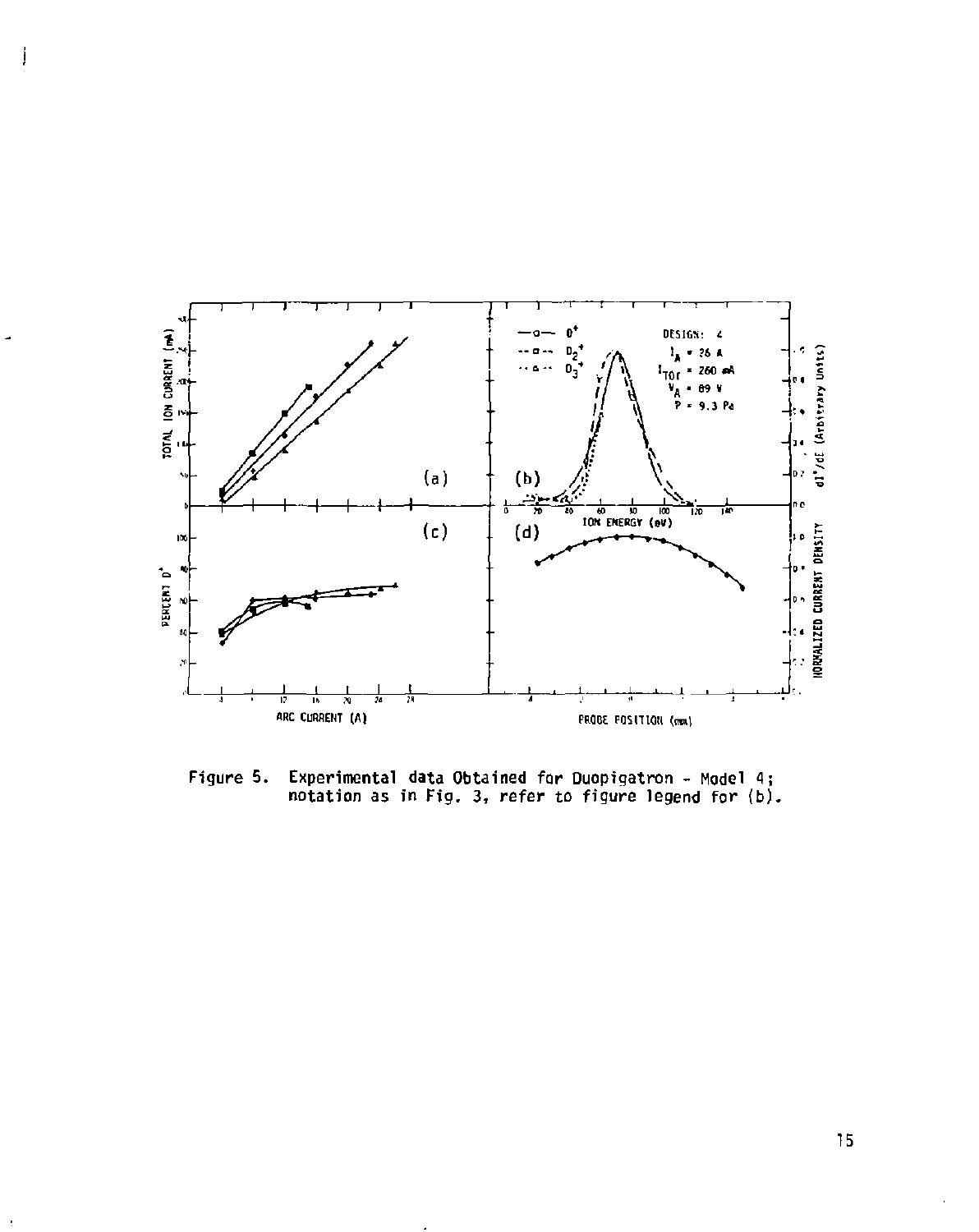Figure 5. Experimental data Obtained for Duopigatron - Model 4; notation as in Fig. 3, refer to figure legend for (b).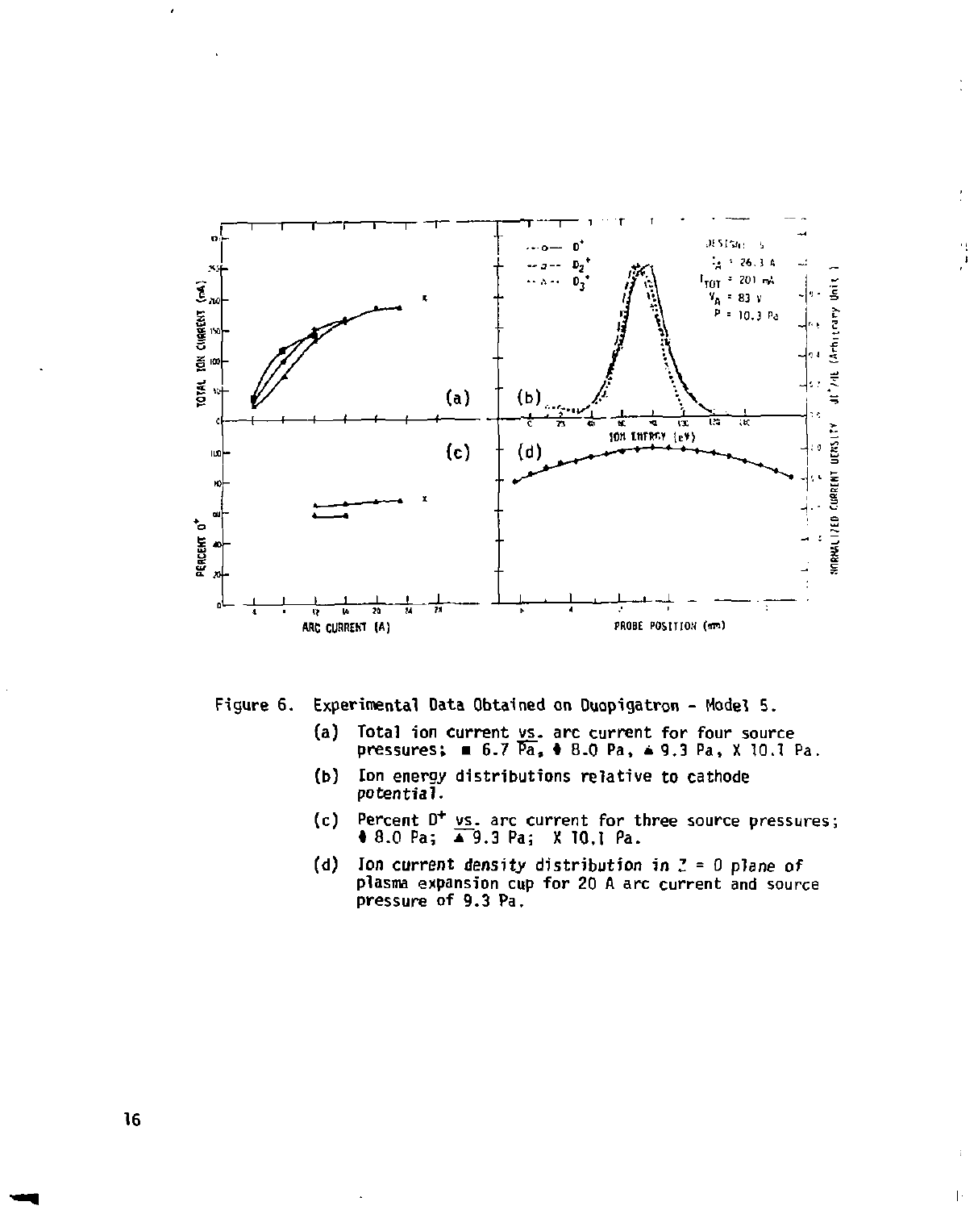Figure 6. Experimental Data Obtained on Duopigatron - Model 5.

(a) Total ion current vs. arc current for four source pressures; ■ 6.7 Pa, ♦ 8.0 Pa, ▲ 9.3 Pa, X 10.1 Pa.

(b) Ion energy distributions relative to cathode potential.

(c) Percent $D^+$ vs. arc current for three source pressures; ♦ 8.0 Pa; ▲ 9.3 Pa; X 10.1 Pa.

(d) Ion current density distribution in $Z = 0$ plane of plasma expansion cup for 20 A arc current and source pressure of 9.3 Pa.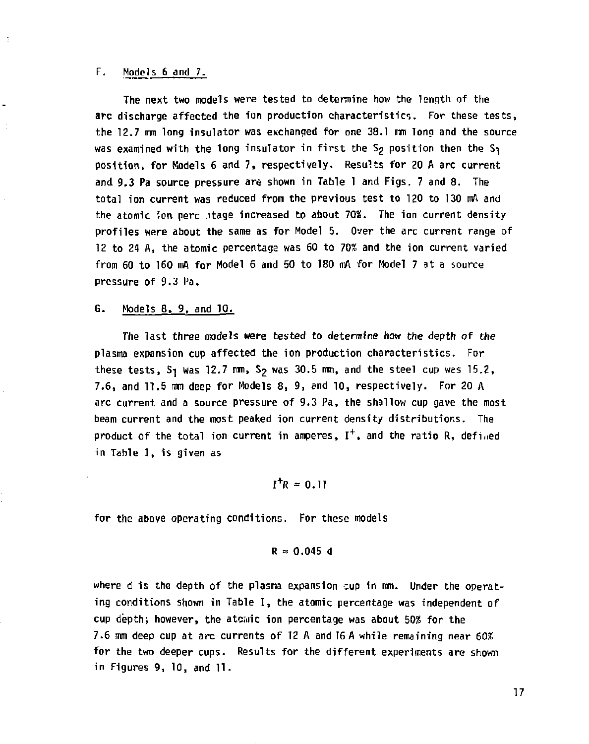### F. Models 6 and 7.

The next two models were tested to determine how the length of the arc discharge affected the ion production characteristics. For these tests, the 12.7 mm long insulator was exchanged for one 38.1 mm long and the source was examined with the long insulator in first the $S_2$ position then the $S_1$ position, for Models 6 and 7, respectively. Results for 20 A arc current and 9.3 Pa source pressure are shown in Table 1 and Figs. 7 and 8. The total ion current was reduced from the previous test to 120 to 130 mA and the atomic ion percentage increased to about 70%. The ion current density profiles were about the same as for Model 5. Over the arc current range of 12 to 24 A, the atomic percentage was 60 to 70% and the ion current varied from 60 to 160 mA for Model 6 and 50 to 180 mA for Model 7 at a source pressure of 9.3 Pa.

### G. Models 8, 9, and 10.

The last three models were tested to determine how the depth of the plasma expansion cup affected the ion production characteristics. For these tests, $S_1$ was 12.7 mm, $S_2$ was 30.5 mm, and the steel cup was 15.2, 7.6, and 11.5 mm deep for Models 8, 9, and 10, respectively. For 20 A arc current and a source pressure of 9.3 Pa, the shallow cup gave the most beam current and the most peaked ion current density distributions. The product of the total ion current in amperes, $I^+$, and the ratio R, defined in Table I, is given as

$$I^+R \approx 0.11$$

for the above operating conditions. For these models

$$R \approx 0.045\ d$$

where d is the depth of the plasma expansion cup in mm. Under the operating conditions shown in Table I, the atomic percentage was independent of cup depth; however, the atomic ion percentage was about 50% for the 7.6 mm deep cup at arc currents of 12 A and 16 A while remaining near 60% for the two deeper cups. Results for the different experiments are shown in Figures 9, 10, and 11.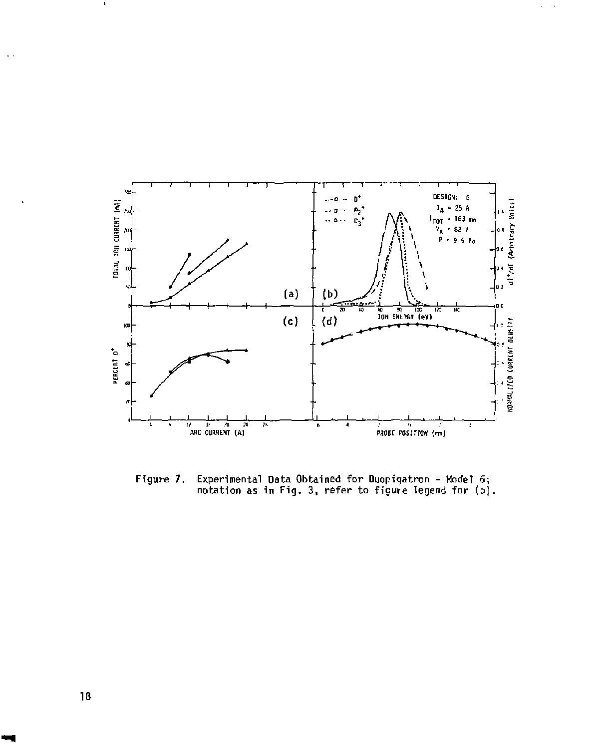Figure 7. Experimental Data Obtained for Duopigatron - Model 6; notation as in Fig. 3, refer to figure legend for (b).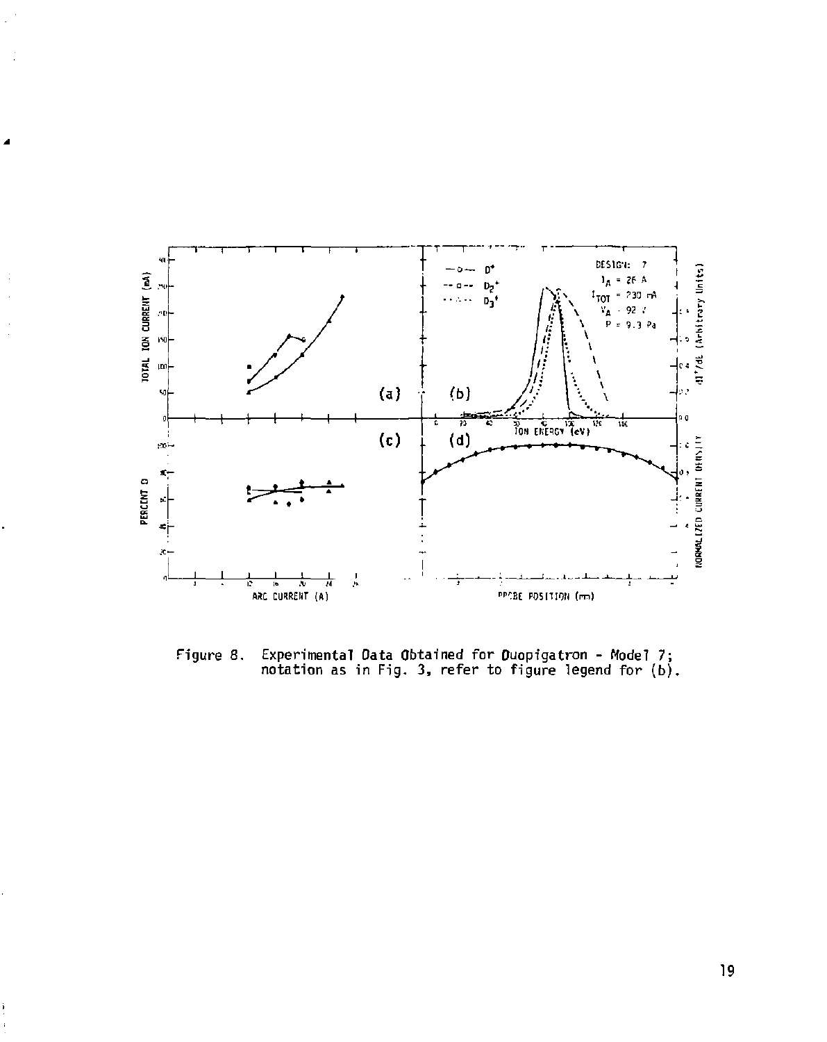Figure 8. Experimental Data Obtained for Duopigatron - Model 7; notation as in Fig. 3, refer to figure legend for (b).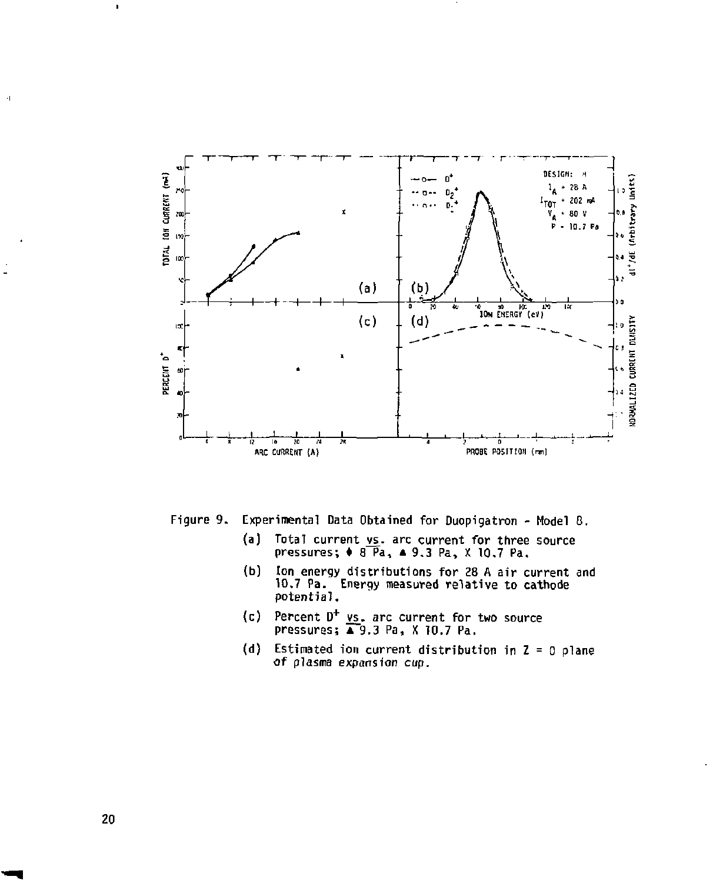Figure 9. Experimental Data Obtained for Duopigatron - Model B.

(a) Total current vs. arc current for three source pressures; ♦ 8 Pa, ▲ 9.3 Pa, X 10.7 Pa.

(b) Ion energy distributions for 28 A air current and 10.7 Pa. Energy measured relative to cathode potential.

(c) Percent $D^+$ vs. arc current for two source pressures; ▲ 9.3 Pa, X 10.7 Pa.

(d) Estimated ion current distribution in Z = 0 plane of plasma expansion cup.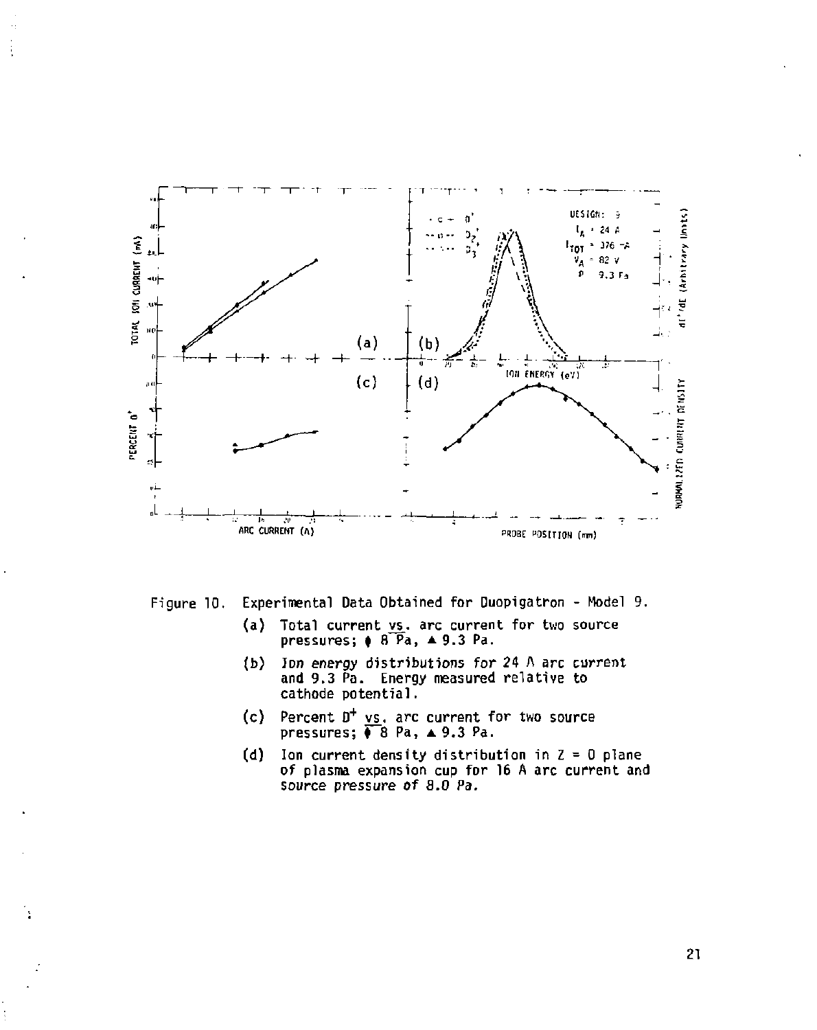Figure 10. Experimental Data Obtained for Duopigatron - Model 9.

(a) Total current vs. arc current for two source pressures; ⧫ 8 Pa, ▲ 9.3 Pa.

(b) Ion energy distributions for 24 A arc current and 9.3 Pa. Energy measured relative to cathode potential.

(c) Percent $D^+$ vs. arc current for two source pressures; ⧫ 8 Pa, ▲ 9.3 Pa.

(d) Ion current density distribution in Z = 0 plane of plasma expansion cup for 16 A arc current and source pressure of 8.0 Pa.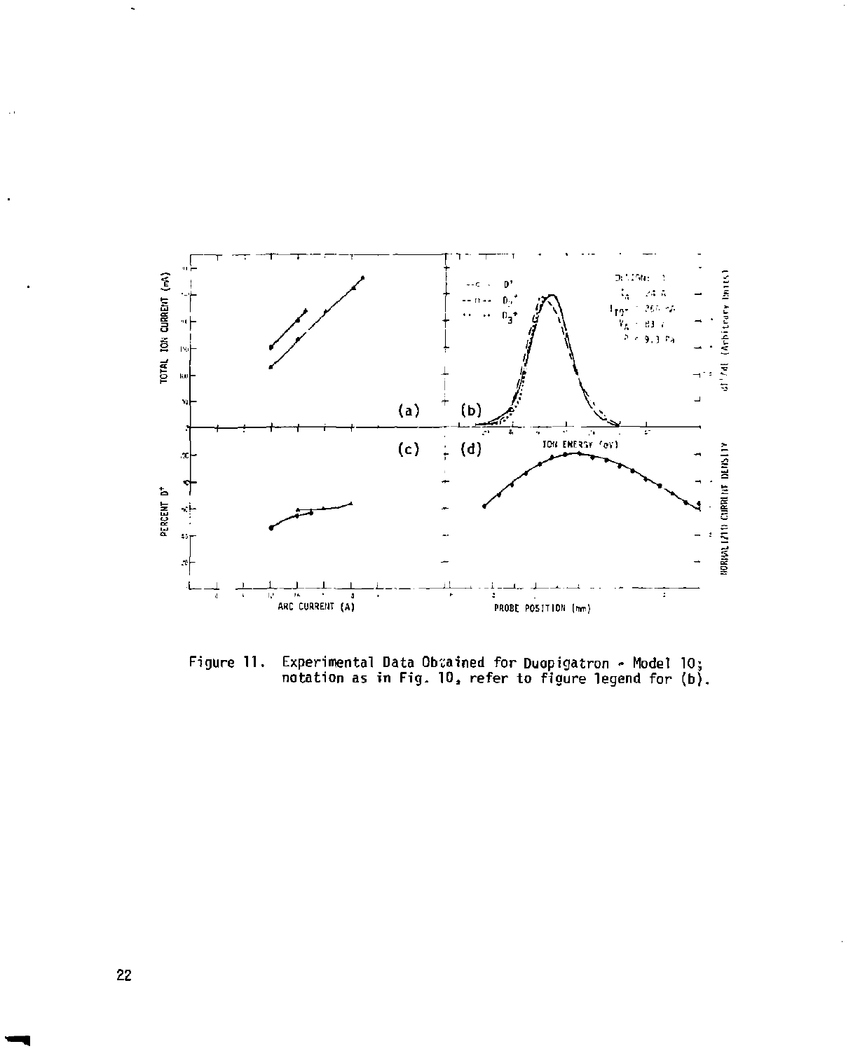Figure 11. Experimental Data Obtained for Duopigatron - Model 10; notation as in Fig. 10, refer to figure legend for (b).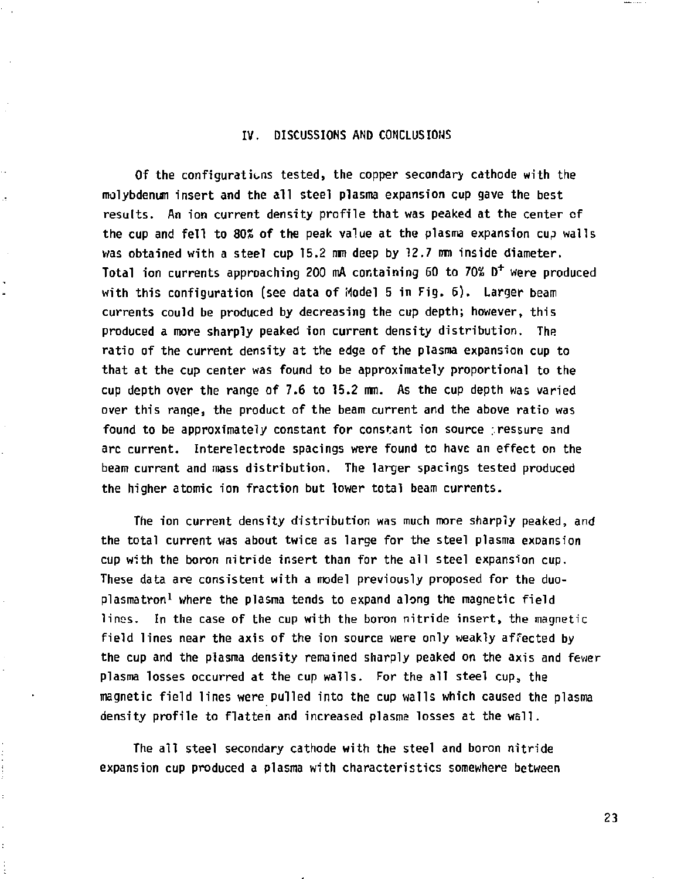## IV. DISCUSSIONS AND CONCLUSIONS

Of the configurations tested, the copper secondary cathode with the molybdenum insert and the all steel plasma expansion cup gave the best results. An ion current density profile that was peaked at the center of the cup and fell to 80% of the peak value at the plasma expansion cup walls was obtained with a steel cup 15.2 mm deep by 12.7 mm inside diameter. Total ion currents approaching 200 mA containing 60 to 70% $D^+$ were produced with this configuration (see data of Model 5 in Fig. 6). Larger beam currents could be produced by decreasing the cup depth; however, this produced a more sharply peaked ion current density distribution. The ratio of the current density at the edge of the plasma expansion cup to that at the cup center was found to be approximately proportional to the cup depth over the range of 7.6 to 15.2 mm. As the cup depth was varied over this range, the product of the beam current and the above ratio was found to be approximately constant for constant ion source pressure and arc current. Interelectrode spacings were found to have an effect on the beam current and mass distribution. The larger spacings tested produced the higher atomic ion fraction but lower total beam currents.

The ion current density distribution was much more sharply peaked, and the total current was about twice as large for the steel plasma expansion cup with the boron nitride insert than for the all steel expansion cup. These data are consistent with a model previously proposed for the duoplasmatron[1] where the plasma tends to expand along the magnetic field lines. In the case of the cup with the boron nitride insert, the magnetic field lines near the axis of the ion source were only weakly affected by the cup and the plasma density remained sharply peaked on the axis and fewer plasma losses occurred at the cup walls. For the all steel cup, the magnetic field lines were pulled into the cup walls which caused the plasma density profile to flatten and increased plasma losses at the wall.

The all steel secondary cathode with the steel and boron nitride expansion cup produced a plasma with characteristics somewhere between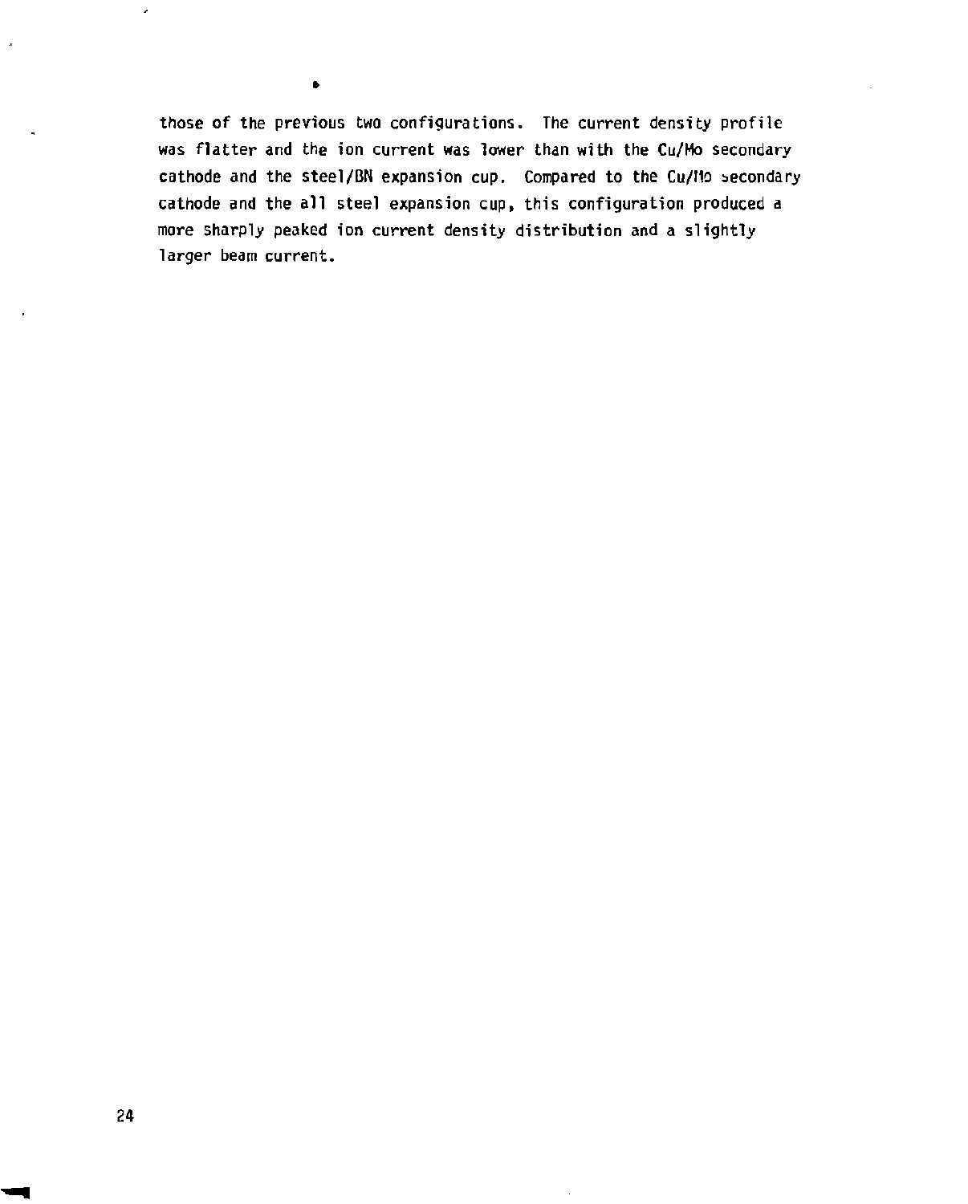those of the previous two configurations. The current density profile was flatter and the ion current was lower than with the Cu/Mo secondary cathode and the steel/BN expansion cup. Compared to the Cu/Mo secondary cathode and the all steel expansion cup, this configuration produced a more sharply peaked ion current density distribution and a slightly larger beam current.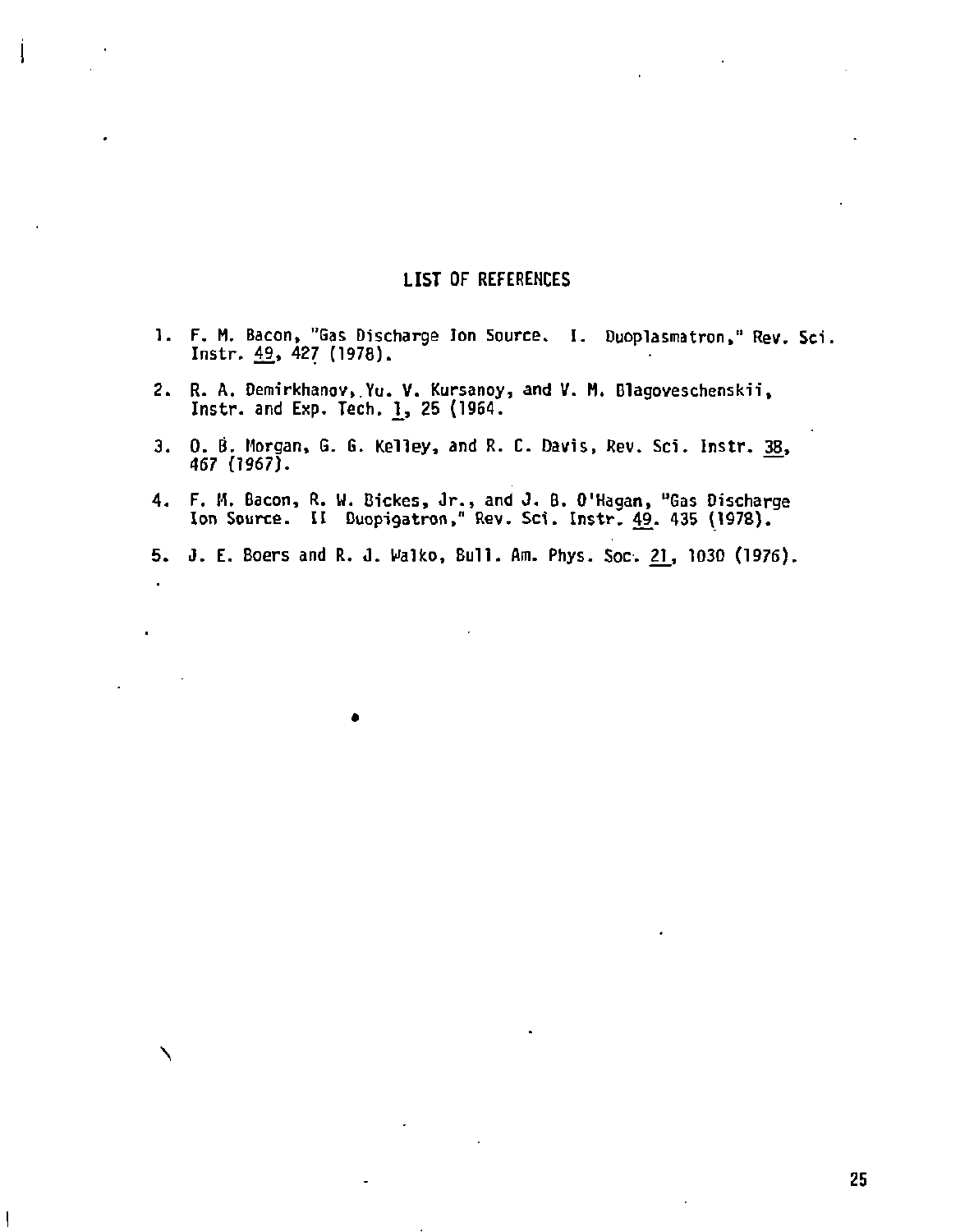## LIST OF REFERENCES

1. F. M. Bacon, "Gas Discharge Ion Source. I. Duoplasmatron," Rev. Sci. Instr. 49, 427 (1978).

2. R. A. Demirkhanov, Yu. V. Kursanoy, and V. M. Blagoveschenskii, Instr. and Exp. Tech. 1, 25 (1964.

3. O. B. Morgan, G. G. Kelley, and R. C. Davis, Rev. Sci. Instr. 38, 467 (1967).

4. F. M. Bacon, R. W. Bickes, Jr., and J. B. O'Hagan, "Gas Discharge Ion Source. II Duopigatron," Rev. Sci. Instr. 49. 435 (1978).

5. J. E. Boers and R. J. Walko, Bull. Am. Phys. Soc. 21, 1030 (1976).